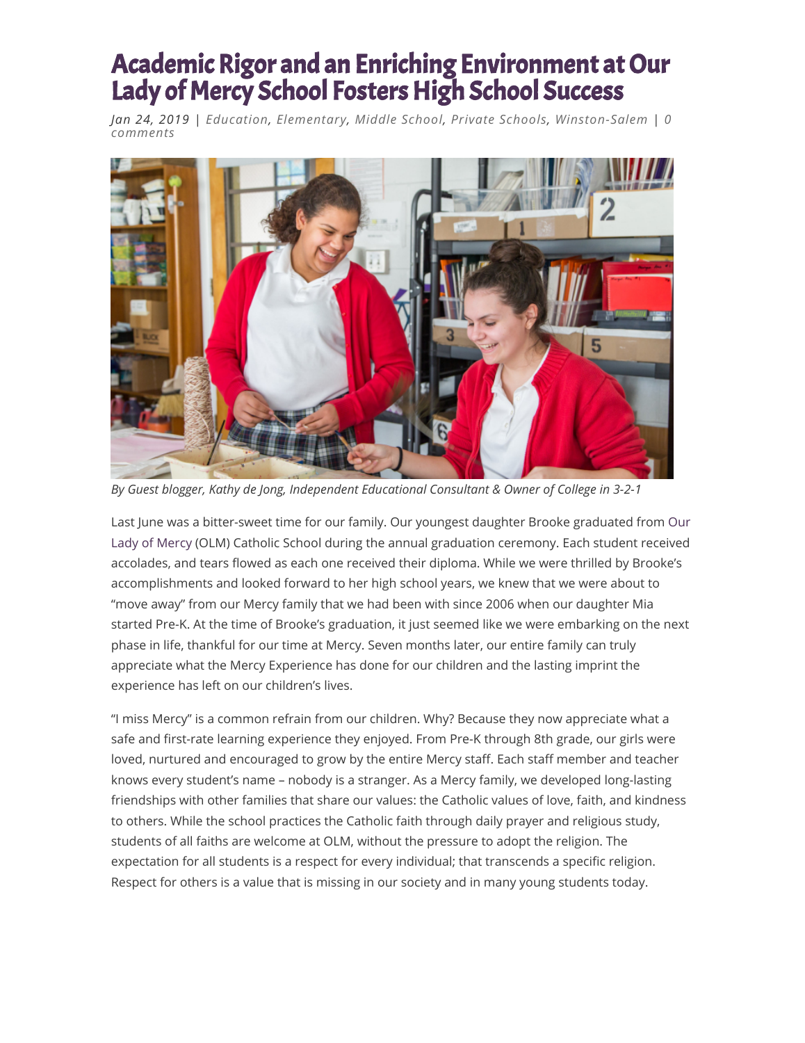# Academic Rigor and an Enriching Environment at Our Lady of Mercy School Fosters High School Success

*Jan 24, 2019 | Education, Elementary, Middle School, Private Schools, Winston-Salem | 0 comments*

*By Guest blogger, Kathy de Jong, Independent Educational Consultant & Owner of College in 3-2-1*

Last June was a bitter-sweet time for our family. Our youngest daughter Brooke graduated from Our Lady of Mercy (OLM) Catholic School during the annual graduation ceremony. Each student received accolades, and tears flowed as each one received their diploma. While we were thrilled by Brooke's accomplishments and looked forward to her high school years, we knew that we were about to "move away" from our Mercy family that we had been with since 2006 when our daughter Mia started Pre-K. At the time of Brooke's graduation, it just seemed like we were embarking on the next phase in life, thankful for our time at Mercy. Seven months later, our entire family can truly appreciate what the Mercy Experience has done for our children and the lasting imprint the experience has left on our children's lives.

"I miss Mercy" is a common refrain from our children. Why? Because they now appreciate what a safe and first-rate learning experience they enjoyed. From Pre-K through 8th grade, our girls were loved, nurtured and encouraged to grow by the entire Mercy staff. Each staff member and teacher knows every student's name – nobody is a stranger. As a Mercy family, we developed long-lasting friendships with other families that share our values: the Catholic values of love, faith, and kindness to others. While the school practices the Catholic faith through daily prayer and religious study, students of all faiths are welcome at OLM, without the pressure to adopt the religion. The expectation for all students is a respect for every individual; that transcends a specific religion. Respect for others is a value that is missing in our society and in many young students today.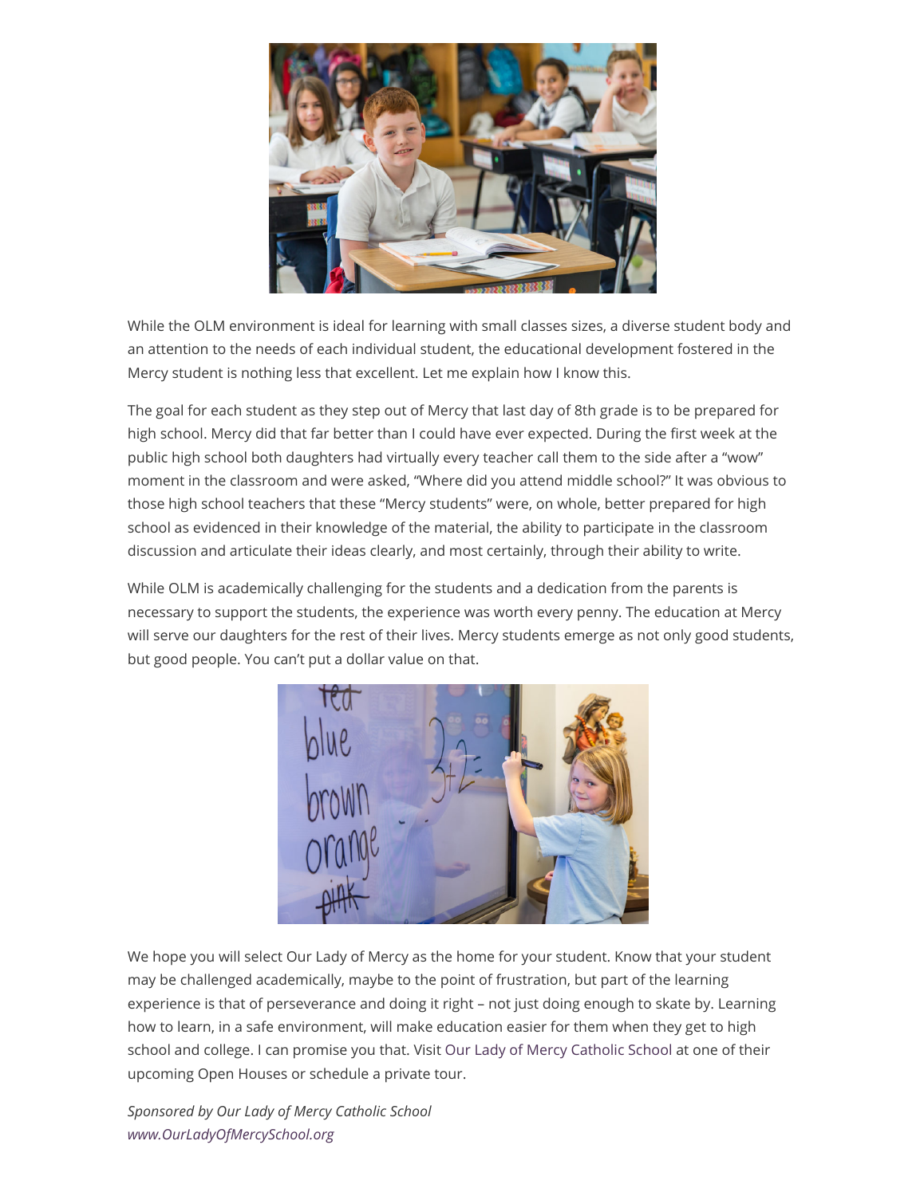While the OLM environment is ideal for learning with small classes sizes, a diverse student body and an attention to the needs of each individual student, the educational development fostered in the Mercy student is nothing less that excellent. Let me explain how I know this.

The goal for each student as they step out of Mercy that last day of 8th grade is to be prepared for high school. Mercy did that far better than I could have ever expected. During the first week at the public high school both daughters had virtually every teacher call them to the side after a "wow" moment in the classroom and were asked, "Where did you attend middle school?" It was obvious to those high school teachers that these "Mercy students" were, on whole, better prepared for high school as evidenced in their knowledge of the material, the ability to participate in the classroom discussion and articulate their ideas clearly, and most certainly, through their ability to write.

While OLM is academically challenging for the students and a dedication from the parents is necessary to support the students, the experience was worth every penny. The education at Mercy will serve our daughters for the rest of their lives. Mercy students emerge as not only good students, but good people. You can't put a dollar value on that.

We hope you will select Our Lady of Mercy as the home for your student. Know that your student may be challenged academically, maybe to the point of frustration, but part of the learning experience is that of perseverance and doing it right – not just doing enough to skate by. Learning how to learn, in a safe environment, will make education easier for them when they get to high school and college. I can promise you that. Visit Our Lady of Mercy Catholic School at one of their upcoming Open Houses or schedule a private tour.

*Sponsored by Our Lady of Mercy Catholic School*
*www.OurLadyOfMercySchool.org*